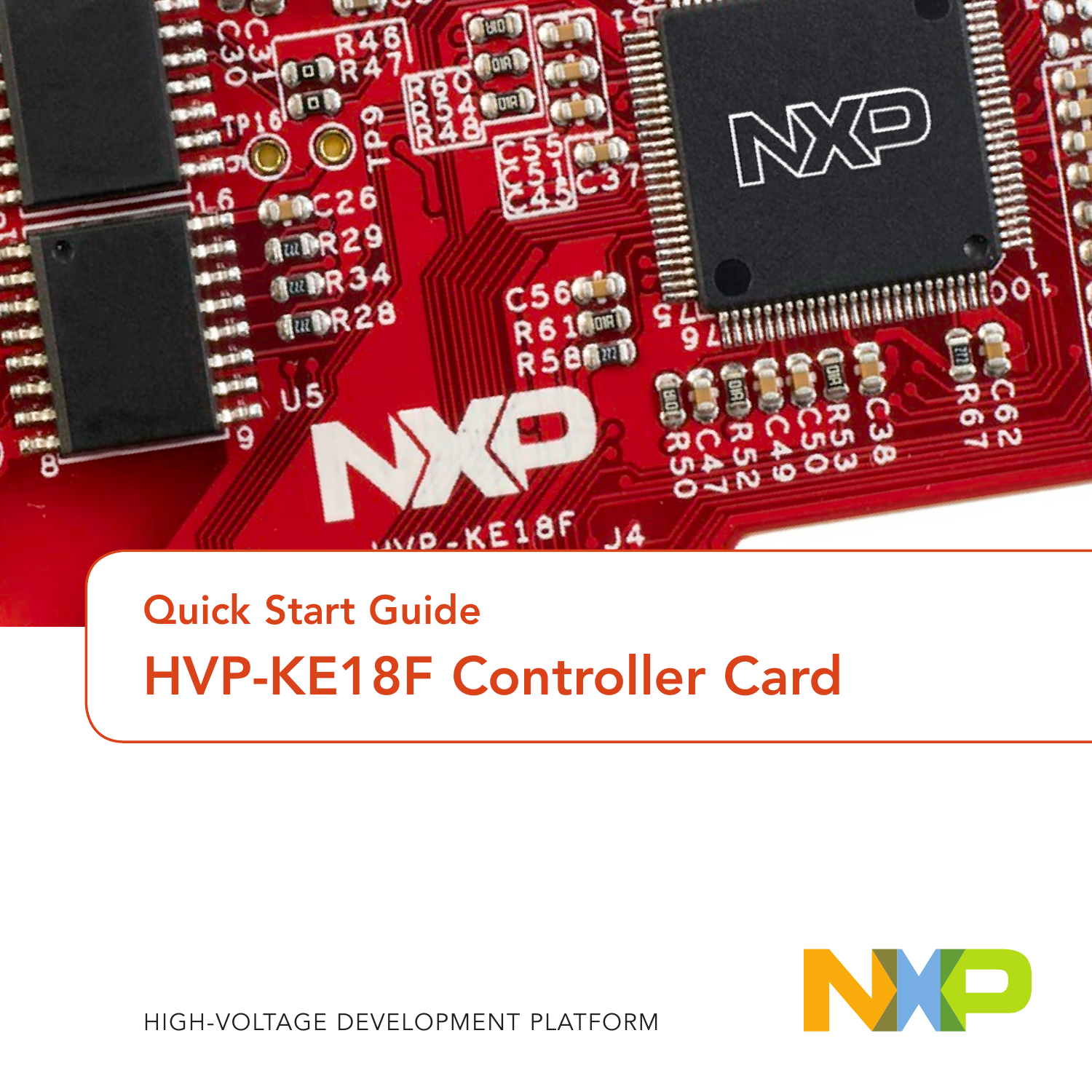Quick Start Guide

# HVP-KE18F Controller Card

HIGH-VOLTAGE DEVELOPMENT PLATFORM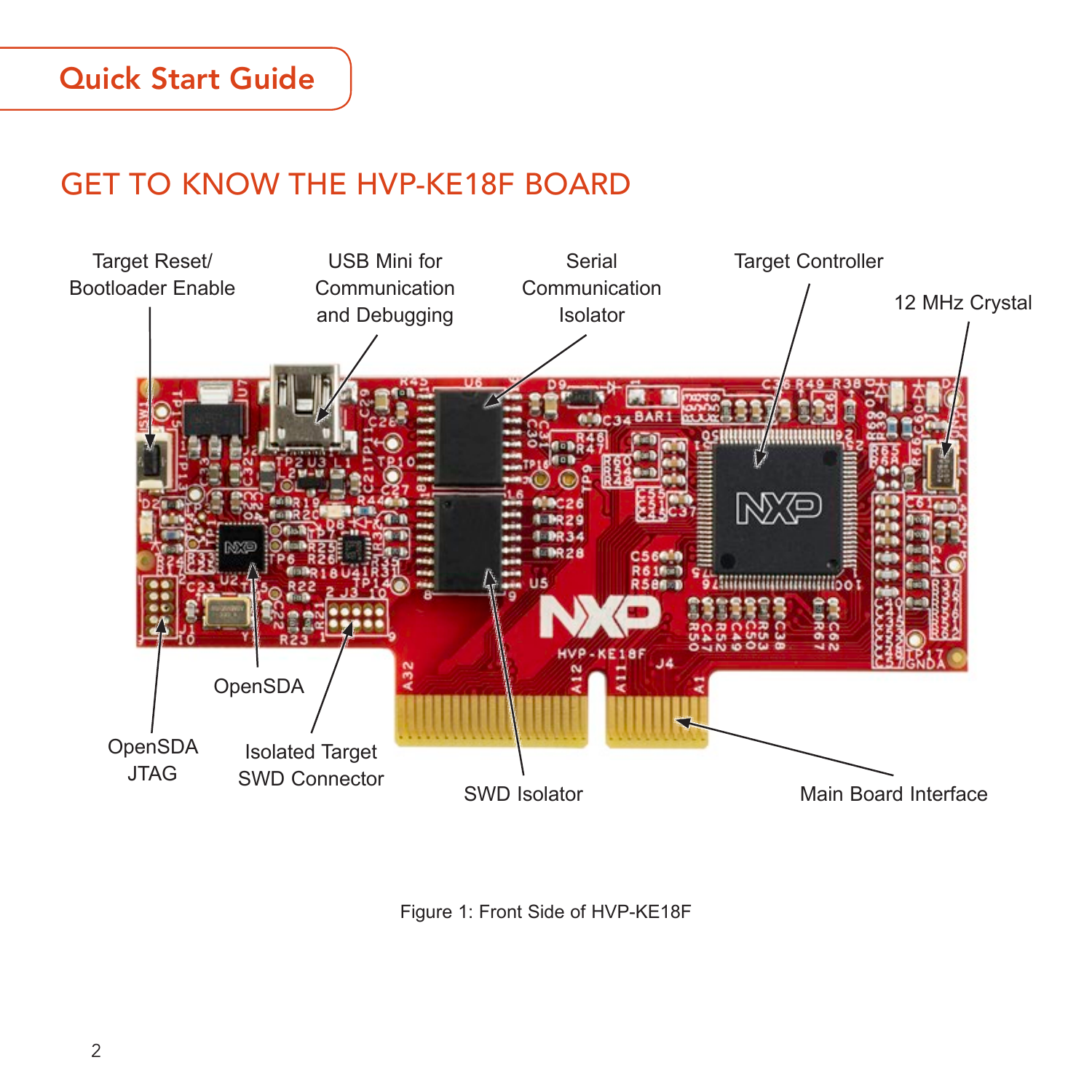## GET TO KNOW THE HVP-KE18F BOARD

Target Reset/ Bootloader Enable

USB Mini for Communication and Debugging

Serial Communication Isolator

Target Controller

12 MHz Crystal

OpenSDA

OpenSDA JTAG

Isolated Target SWD Connector

SWD Isolator

Main Board Interface

Figure 1: Front Side of HVP-KE18F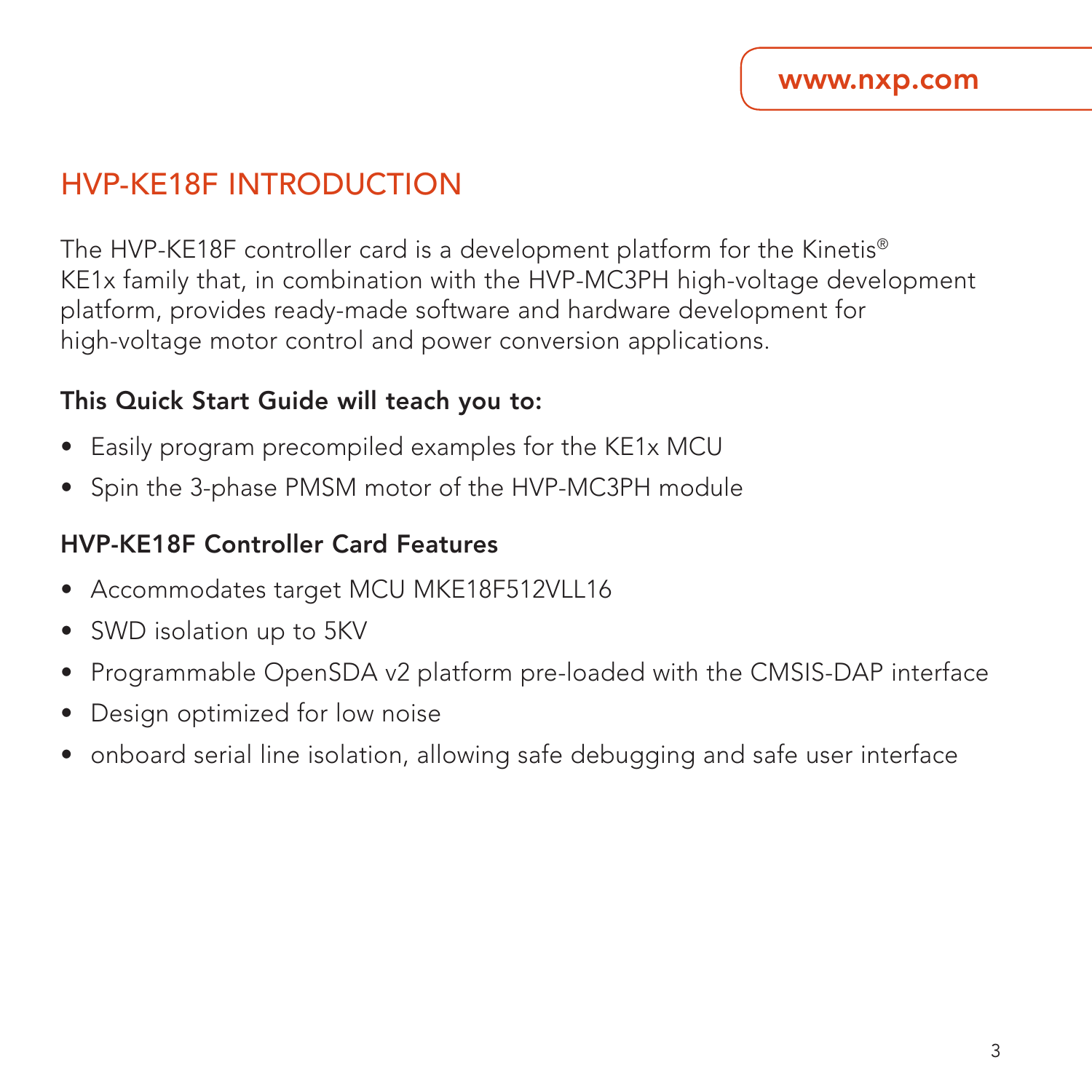# HVP-KE18F INTRODUCTION

The HVP-KE18F controller card is a development platform for the Kinetis® KE1x family that, in combination with the HVP-MC3PH high-voltage development platform, provides ready-made software and hardware development for high-voltage motor control and power conversion applications.

**This Quick Start Guide will teach you to:**

- Easily program precompiled examples for the KE1x MCU
- Spin the 3-phase PMSM motor of the HVP-MC3PH module

**HVP-KE18F Controller Card Features**

- Accommodates target MCU MKE18F512VLL16
- SWD isolation up to 5KV
- Programmable OpenSDA v2 platform pre-loaded with the CMSIS-DAP interface
- Design optimized for low noise
- onboard serial line isolation, allowing safe debugging and safe user interface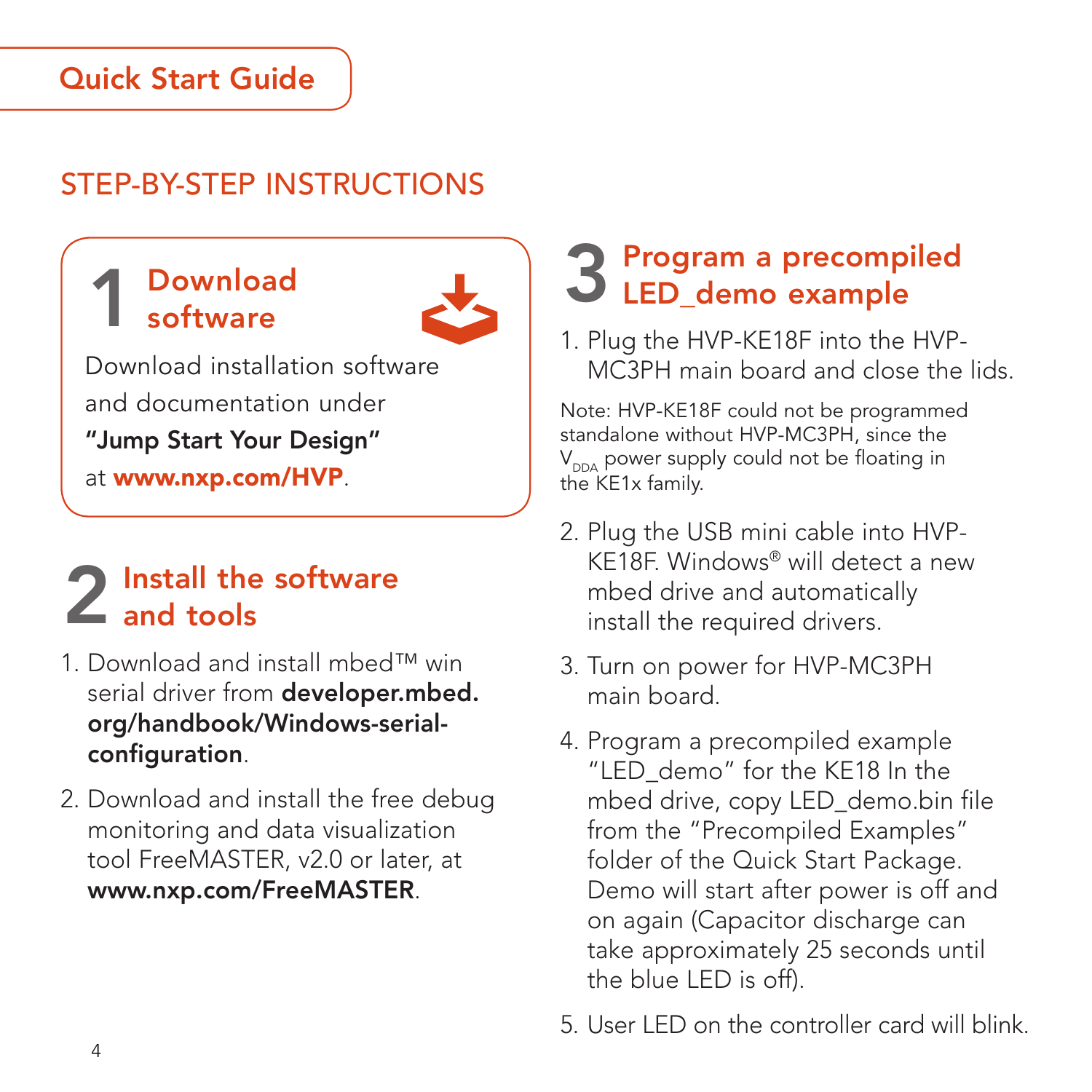Quick Start Guide

## STEP-BY-STEP INSTRUCTIONS

### 1 Download software

Download installation software and documentation under **"Jump Start Your Design"** at **www.nxp.com/HVP**.

### 2 Install the software and tools

1. Download and install mbed™ win serial driver from **developer.mbed.org/handbook/Windows-serial-configuration**.
2. Download and install the free debug monitoring and data visualization tool FreeMASTER, v2.0 or later, at **www.nxp.com/FreeMASTER**.

### 3 Program a precompiled LED_demo example

1. Plug the HVP-KE18F into the HVP-MC3PH main board and close the lids.

Note: HVP-KE18F could not be programmed standalone without HVP-MC3PH, since the $V_{DDA}$ power supply could not be floating in the KE1x family.

2. Plug the USB mini cable into HVP-KE18F. Windows® will detect a new mbed drive and automatically install the required drivers.
3. Turn on power for HVP-MC3PH main board.
4. Program a precompiled example "LED_demo" for the KE18 In the mbed drive, copy LED_demo.bin file from the "Precompiled Examples" folder of the Quick Start Package. Demo will start after power is off and on again (Capacitor discharge can take approximately 25 seconds until the blue LED is off).
5. User LED on the controller card will blink.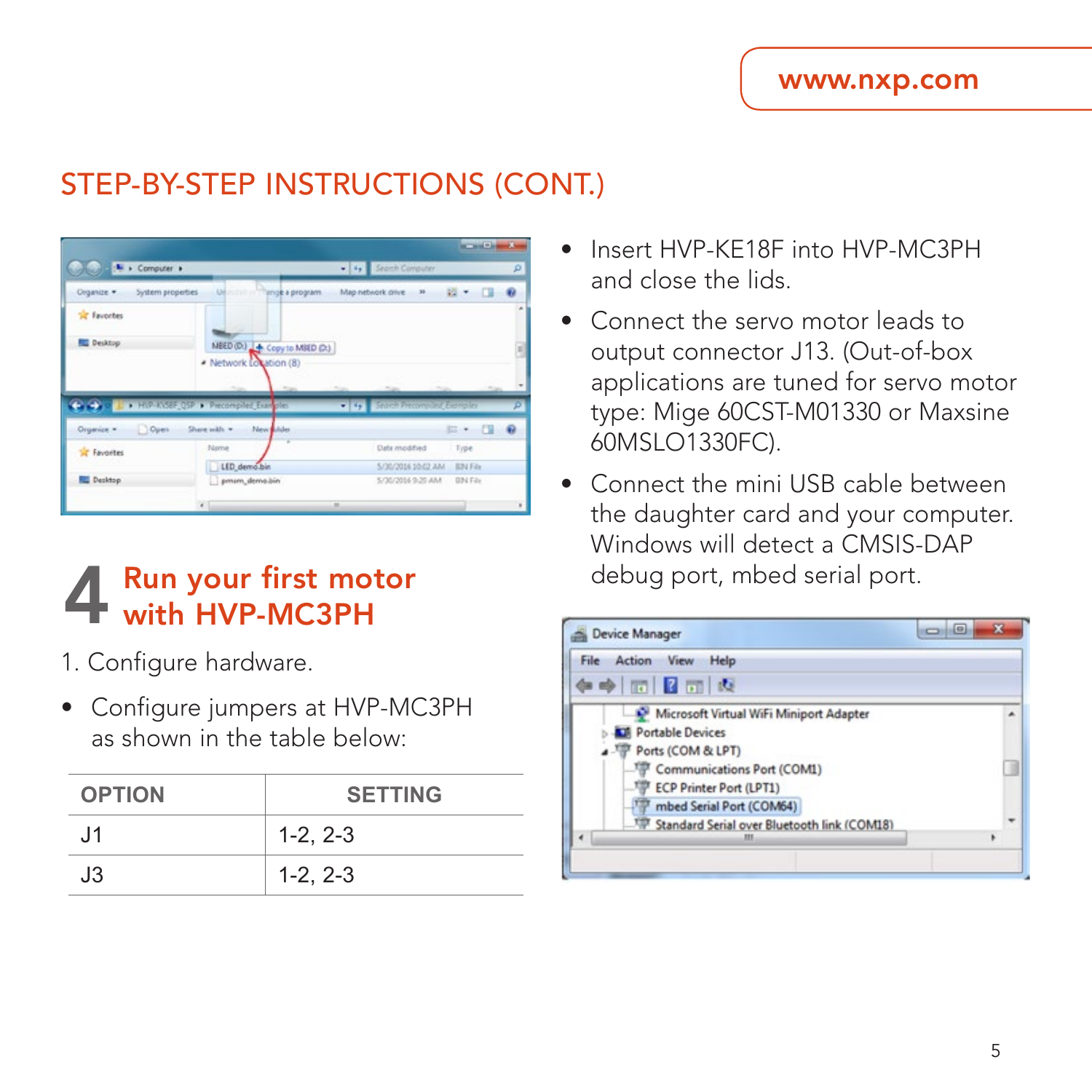## STEP-BY-STEP INSTRUCTIONS (CONT.)

### 4 Run your first motor with HVP-MC3PH

1. Configure hardware.

- Configure jumpers at HVP-MC3PH as shown in the table below:

| OPTION | SETTING |
|---|---|
| J1 | 1-2, 2-3 |
| J3 | 1-2, 2-3 |

- Insert HVP-KE18F into HVP-MC3PH and close the lids.
- Connect the servo motor leads to output connector J13. (Out-of-box applications are tuned for servo motor type: Mige 60CST-M01330 or Maxsine 60MSLO1330FC).
- Connect the mini USB cable between the daughter card and your computer. Windows will detect a CMSIS-DAP debug port, mbed serial port.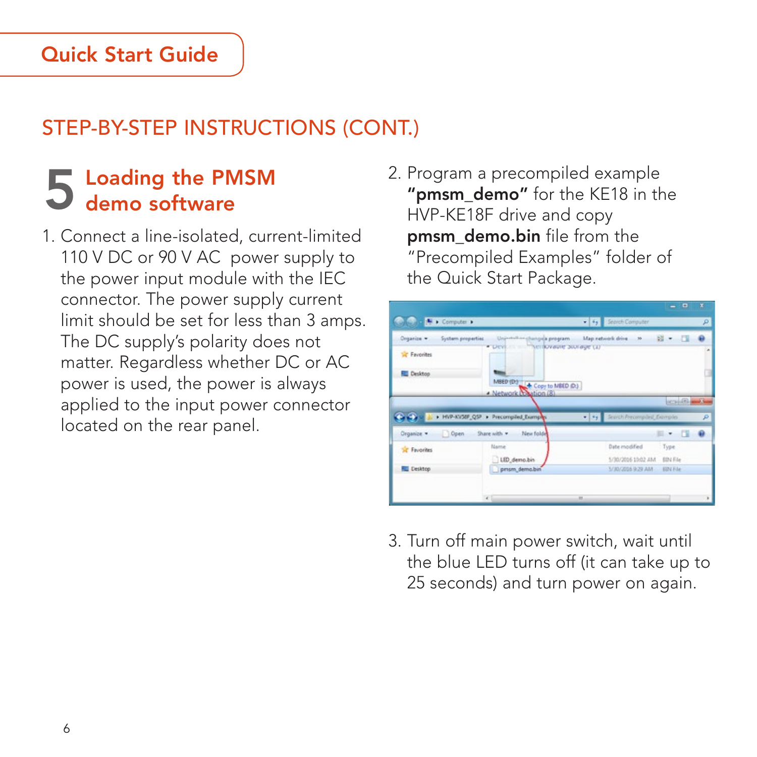Quick Start Guide

## STEP-BY-STEP INSTRUCTIONS (CONT.)

### 5 Loading the PMSM demo software

1. Connect a line-isolated, current-limited 110 V DC or 90 V AC power supply to the power input module with the IEC connector. The power supply current limit should be set for less than 3 amps. The DC supply's polarity does not matter. Regardless whether DC or AC power is used, the power is always applied to the input power connector located on the rear panel.

2. Program a precompiled example **"pmsm_demo"** for the KE18 in the HVP-KE18F drive and copy **pmsm_demo.bin** file from the "Precompiled Examples" folder of the Quick Start Package.

3. Turn off main power switch, wait until the blue LED turns off (it can take up to 25 seconds) and turn power on again.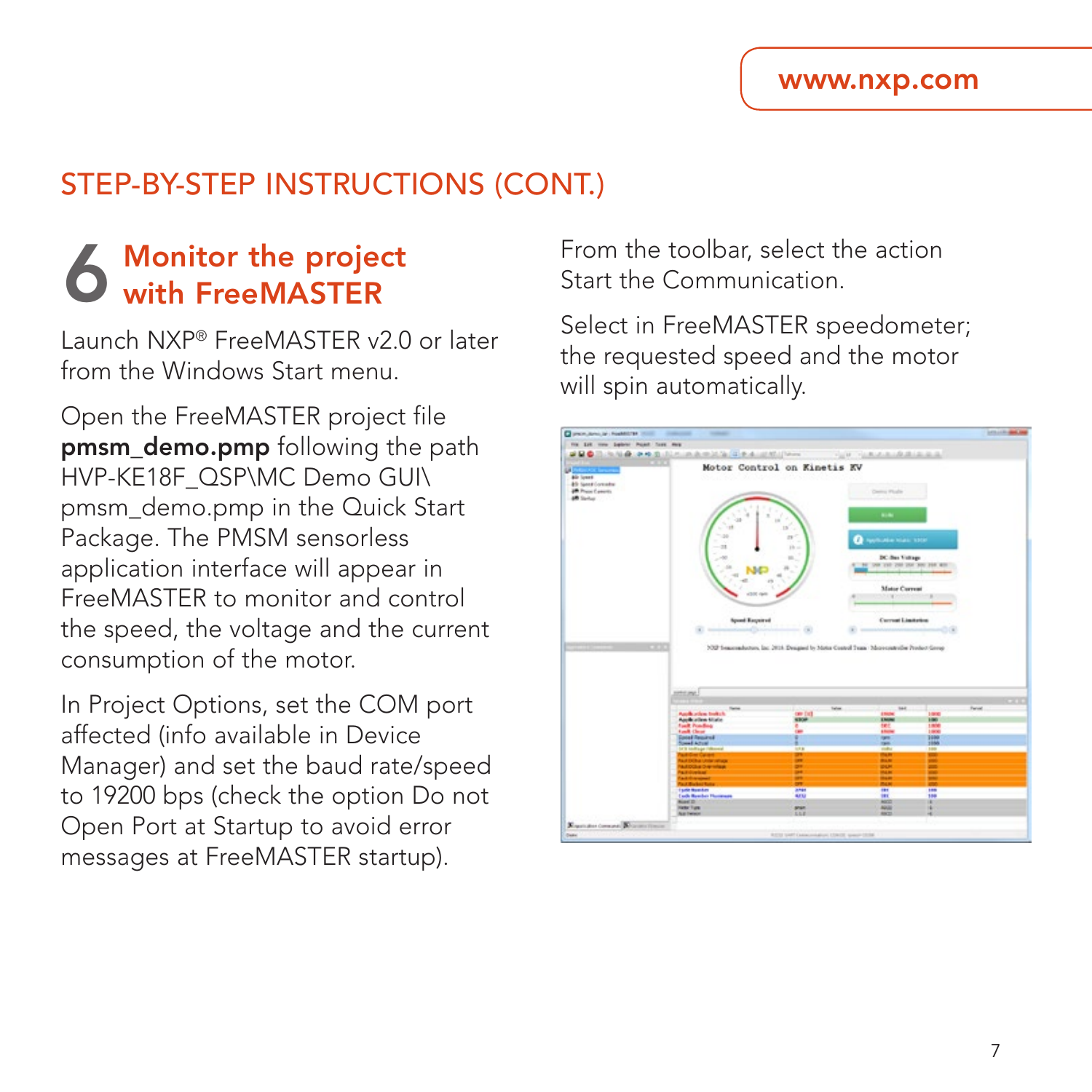## STEP-BY-STEP INSTRUCTIONS (CONT.)

### 6 Monitor the project with FreeMASTER

Launch NXP® FreeMASTER v2.0 or later from the Windows Start menu.

Open the FreeMASTER project file **pmsm_demo.pmp** following the path HVP-KE18F_QSP\MC Demo GUI\pmsm_demo.pmp in the Quick Start Package. The PMSM sensorless application interface will appear in FreeMASTER to monitor and control the speed, the voltage and the current consumption of the motor.

In Project Options, set the COM port affected (info available in Device Manager) and set the baud rate/speed to 19200 bps (check the option Do not Open Port at Startup to avoid error messages at FreeMASTER startup).

From the toolbar, select the action Start the Communication.

Select in FreeMASTER speedometer; the requested speed and the motor will spin automatically.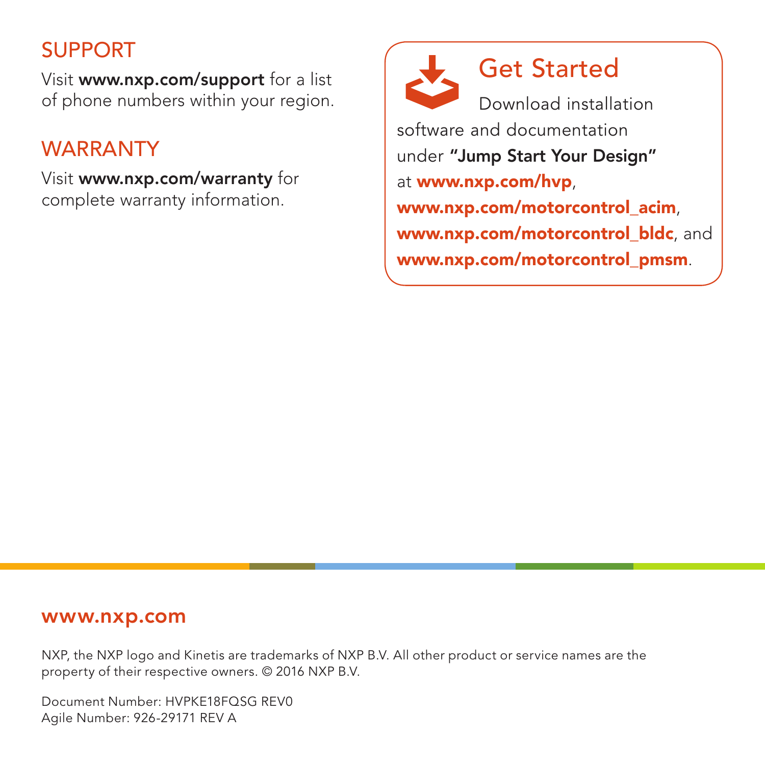## SUPPORT

Visit **www.nxp.com/support** for a list of phone numbers within your region.

## WARRANTY

Visit **www.nxp.com/warranty** for complete warranty information.

## Get Started

Download installation software and documentation under **"Jump Start Your Design"** at **www.nxp.com/hvp**, **www.nxp.com/motorcontrol_acim**, **www.nxp.com/motorcontrol_bldc**, and **www.nxp.com/motorcontrol_pmsm**.

**www.nxp.com**

NXP, the NXP logo and Kinetis are trademarks of NXP B.V. All other product or service names are the property of their respective owners. © 2016 NXP B.V.

Document Number: HVPKE18FQSG REV0
Agile Number: 926-29171 REV A